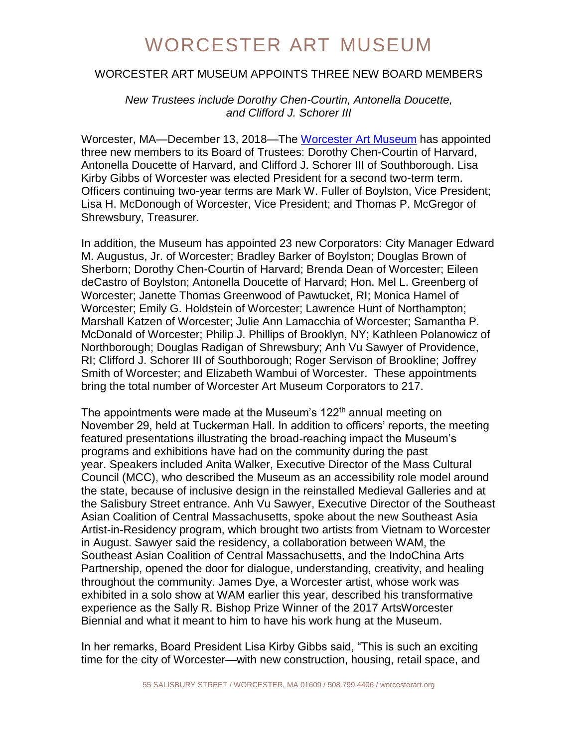# WORCESTER ART MUSEUM

## WORCESTER ART MUSEUM APPOINTS THREE NEW BOARD MEMBERS

*New Trustees include Dorothy Chen-Courtin, Antonella Doucette, and Clifford J. Schorer III*

Worcester, MA—December 13, 2018—The [Worcester Art Museum](#) has appointed three new members to its Board of Trustees: Dorothy Chen-Courtin of Harvard, Antonella Doucette of Harvard, and Clifford J. Schorer III of Southborough. Lisa Kirby Gibbs of Worcester was elected President for a second two-term term. Officers continuing two-year terms are Mark W. Fuller of Boylston, Vice President; Lisa H. McDonough of Worcester, Vice President; and Thomas P. McGregor of Shrewsbury, Treasurer.

In addition, the Museum has appointed 23 new Corporators: City Manager Edward M. Augustus, Jr. of Worcester; Bradley Barker of Boylston; Douglas Brown of Sherborn; Dorothy Chen-Courtin of Harvard; Brenda Dean of Worcester; Eileen deCastro of Boylston; Antonella Doucette of Harvard; Hon. Mel L. Greenberg of Worcester; Janette Thomas Greenwood of Pawtucket, RI; Monica Hamel of Worcester; Emily G. Holdstein of Worcester; Lawrence Hunt of Northampton; Marshall Katzen of Worcester; Julie Ann Lamacchia of Worcester; Samantha P. McDonald of Worcester; Philip J. Phillips of Brooklyn, NY; Kathleen Polanowicz of Northborough; Douglas Radigan of Shrewsbury; Anh Vu Sawyer of Providence, RI; Clifford J. Schorer III of Southborough; Roger Servison of Brookline; Joffrey Smith of Worcester; and Elizabeth Wambui of Worcester. These appointments bring the total number of Worcester Art Museum Corporators to 217.

The appointments were made at the Museum's 122nd annual meeting on November 29, held at Tuckerman Hall. In addition to officers' reports, the meeting featured presentations illustrating the broad-reaching impact the Museum's programs and exhibitions have had on the community during the past year. Speakers included Anita Walker, Executive Director of the Mass Cultural Council (MCC), who described the Museum as an accessibility role model around the state, because of inclusive design in the reinstalled Medieval Galleries and at the Salisbury Street entrance. Anh Vu Sawyer, Executive Director of the Southeast Asian Coalition of Central Massachusetts, spoke about the new Southeast Asia Artist-in-Residency program, which brought two artists from Vietnam to Worcester in August. Sawyer said the residency, a collaboration between WAM, the Southeast Asian Coalition of Central Massachusetts, and the IndoChina Arts Partnership, opened the door for dialogue, understanding, creativity, and healing throughout the community. James Dye, a Worcester artist, whose work was exhibited in a solo show at WAM earlier this year, described his transformative experience as the Sally R. Bishop Prize Winner of the 2017 ArtsWorcester Biennial and what it meant to him to have his work hung at the Museum.

In her remarks, Board President Lisa Kirby Gibbs said, "This is such an exciting time for the city of Worcester—with new construction, housing, retail space, and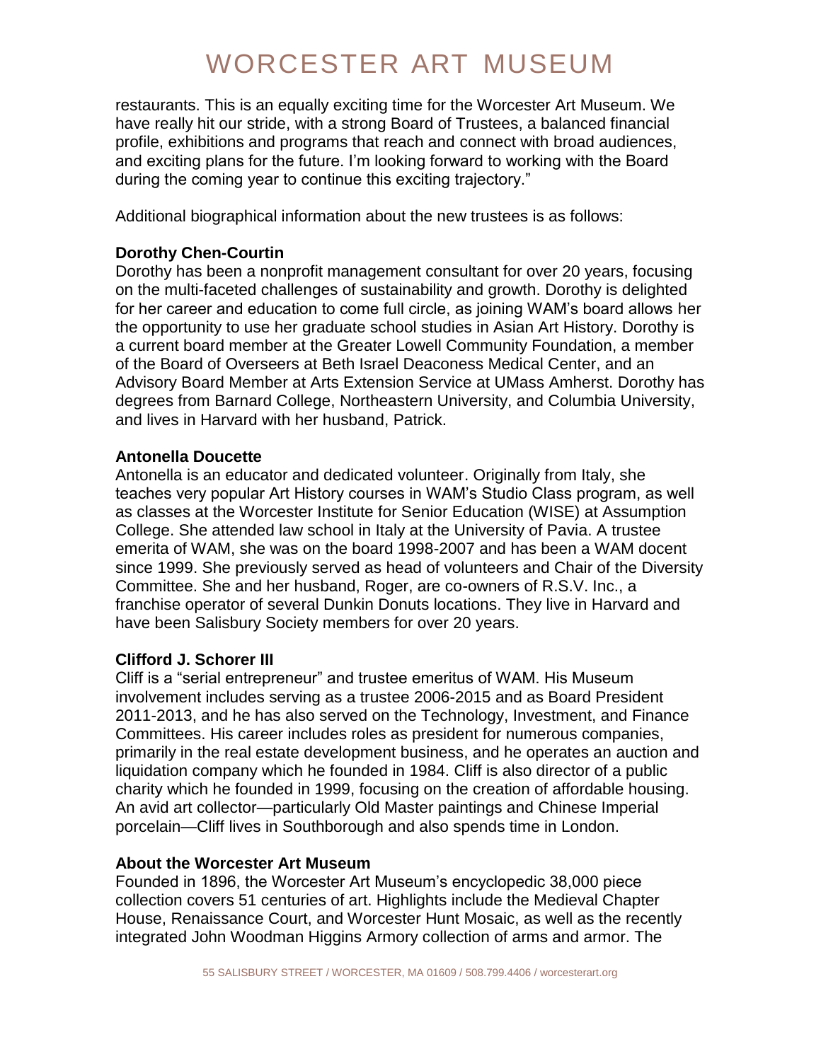restaurants. This is an equally exciting time for the Worcester Art Museum. We have really hit our stride, with a strong Board of Trustees, a balanced financial profile, exhibitions and programs that reach and connect with broad audiences, and exciting plans for the future. I'm looking forward to working with the Board during the coming year to continue this exciting trajectory."

Additional biographical information about the new trustees is as follows:

**Dorothy Chen-Courtin**
Dorothy has been a nonprofit management consultant for over 20 years, focusing on the multi-faceted challenges of sustainability and growth. Dorothy is delighted for her career and education to come full circle, as joining WAM's board allows her the opportunity to use her graduate school studies in Asian Art History. Dorothy is a current board member at the Greater Lowell Community Foundation, a member of the Board of Overseers at Beth Israel Deaconess Medical Center, and an Advisory Board Member at Arts Extension Service at UMass Amherst. Dorothy has degrees from Barnard College, Northeastern University, and Columbia University, and lives in Harvard with her husband, Patrick.

**Antonella Doucette**
Antonella is an educator and dedicated volunteer. Originally from Italy, she teaches very popular Art History courses in WAM's Studio Class program, as well as classes at the Worcester Institute for Senior Education (WISE) at Assumption College. She attended law school in Italy at the University of Pavia. A trustee emerita of WAM, she was on the board 1998-2007 and has been a WAM docent since 1999. She previously served as head of volunteers and Chair of the Diversity Committee. She and her husband, Roger, are co-owners of R.S.V. Inc., a franchise operator of several Dunkin Donuts locations. They live in Harvard and have been Salisbury Society members for over 20 years.

**Clifford J. Schorer III**
Cliff is a "serial entrepreneur" and trustee emeritus of WAM. His Museum involvement includes serving as a trustee 2006-2015 and as Board President 2011-2013, and he has also served on the Technology, Investment, and Finance Committees. His career includes roles as president for numerous companies, primarily in the real estate development business, and he operates an auction and liquidation company which he founded in 1984. Cliff is also director of a public charity which he founded in 1999, focusing on the creation of affordable housing. An avid art collector—particularly Old Master paintings and Chinese Imperial porcelain—Cliff lives in Southborough and also spends time in London.

**About the Worcester Art Museum**
Founded in 1896, the Worcester Art Museum's encyclopedic 38,000 piece collection covers 51 centuries of art. Highlights include the Medieval Chapter House, Renaissance Court, and Worcester Hunt Mosaic, as well as the recently integrated John Woodman Higgins Armory collection of arms and armor. The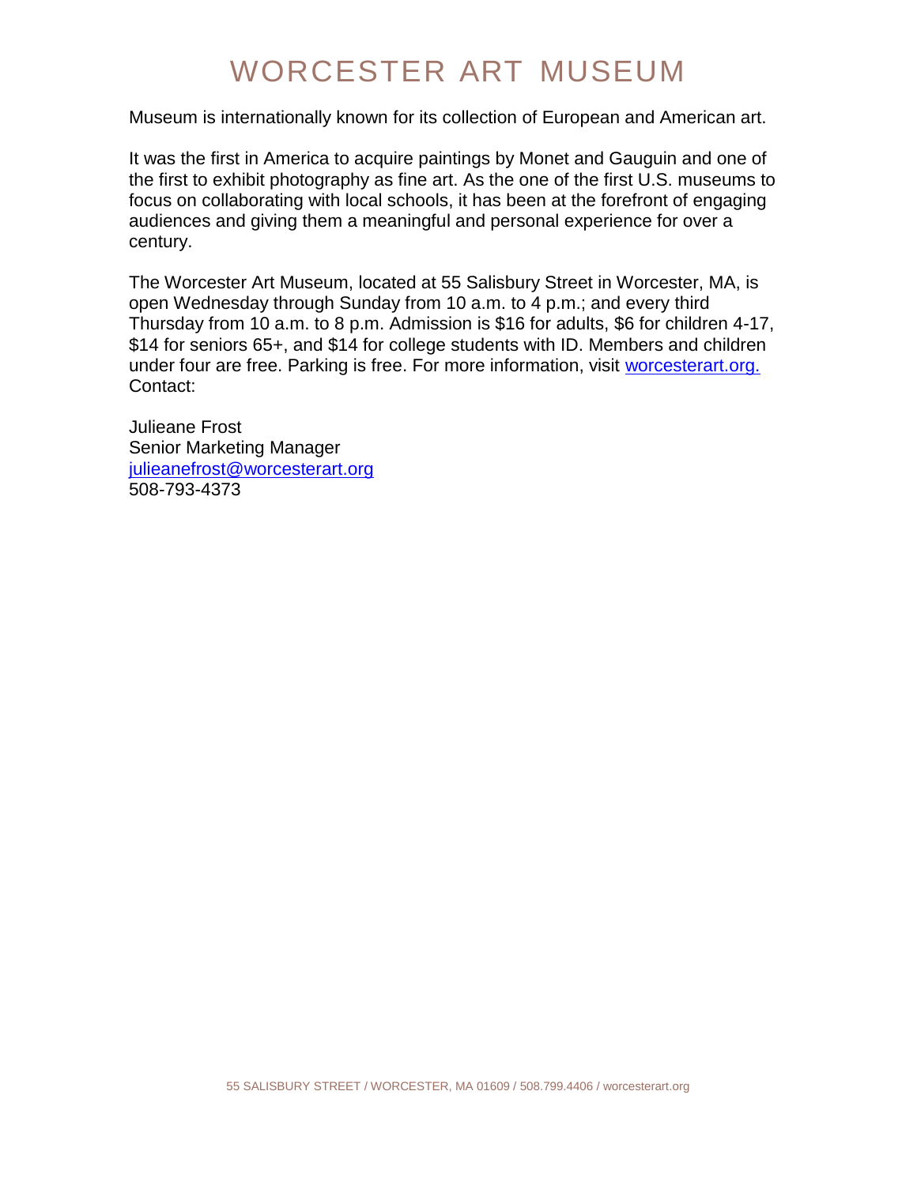# WORCESTER ART MUSEUM

Museum is internationally known for its collection of European and American art.

It was the first in America to acquire paintings by Monet and Gauguin and one of the first to exhibit photography as fine art. As the one of the first U.S. museums to focus on collaborating with local schools, it has been at the forefront of engaging audiences and giving them a meaningful and personal experience for over a century.

The Worcester Art Museum, located at 55 Salisbury Street in Worcester, MA, is open Wednesday through Sunday from 10 a.m. to 4 p.m.; and every third Thursday from 10 a.m. to 8 p.m. Admission is $16 for adults, $6 for children 4-17, $14 for seniors 65+, and $14 for college students with ID. Members and children under four are free. Parking is free. For more information, visit [worcesterart.org.](http://worcesterart.org)
Contact:

Julieane Frost
Senior Marketing Manager
[julieanefrost@worcesterart.org](mailto:julieanefrost@worcesterart.org)
508-793-4373